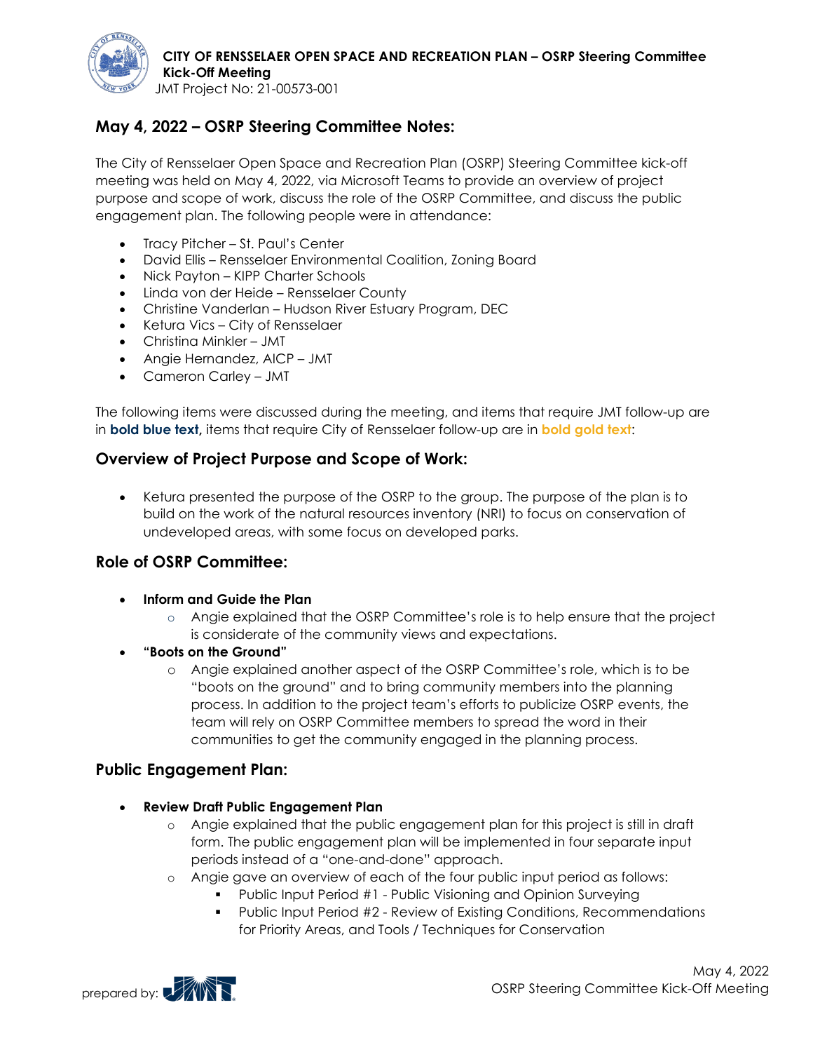**CITY OF RENSSELAER OPEN SPACE AND RECREATION PLAN – OSRP Steering Committee Kick-Off Meeting**
JMT Project No: 21-00573-001

## May 4, 2022 – OSRP Steering Committee Notes:

The City of Rensselaer Open Space and Recreation Plan (OSRP) Steering Committee kick-off meeting was held on May 4, 2022, via Microsoft Teams to provide an overview of project purpose and scope of work, discuss the role of the OSRP Committee, and discuss the public engagement plan. The following people were in attendance:

- Tracy Pitcher – St. Paul's Center
- David Ellis – Rensselaer Environmental Coalition, Zoning Board
- Nick Payton – KIPP Charter Schools
- Linda von der Heide – Rensselaer County
- Christine Vanderlan – Hudson River Estuary Program, DEC
- Ketura Vics – City of Rensselaer
- Christina Minkler – JMT
- Angie Hernandez, AICP – JMT
- Cameron Carley – JMT

The following items were discussed during the meeting, and items that require JMT follow-up are in **bold blue text,** items that require City of Rensselaer follow-up are in **bold gold text**:

### Overview of Project Purpose and Scope of Work:

- Ketura presented the purpose of the OSRP to the group. The purpose of the plan is to build on the work of the natural resources inventory (NRI) to focus on conservation of undeveloped areas, with some focus on developed parks.

### Role of OSRP Committee:

- **Inform and Guide the Plan**
  - Angie explained that the OSRP Committee's role is to help ensure that the project is considerate of the community views and expectations.
- **"Boots on the Ground"**
  - Angie explained another aspect of the OSRP Committee's role, which is to be "boots on the ground" and to bring community members into the planning process. In addition to the project team's efforts to publicize OSRP events, the team will rely on OSRP Committee members to spread the word in their communities to get the community engaged in the planning process.

### Public Engagement Plan:

- **Review Draft Public Engagement Plan**
  - Angie explained that the public engagement plan for this project is still in draft form. The public engagement plan will be implemented in four separate input periods instead of a "one-and-done" approach.
  - Angie gave an overview of each of the four public input period as follows:
    - Public Input Period #1 - Public Visioning and Opinion Surveying
    - Public Input Period #2 - Review of Existing Conditions, Recommendations for Priority Areas, and Tools / Techniques for Conservation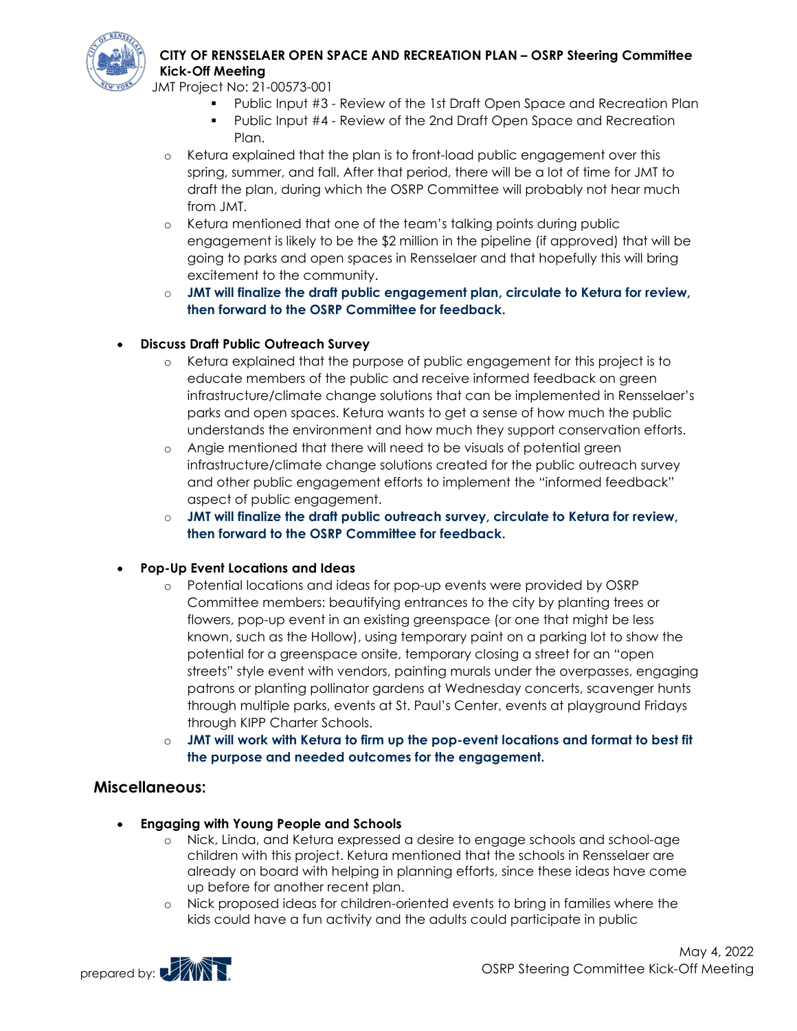- Public Input #3 - Review of the 1st Draft Open Space and Recreation Plan
- Public Input #4 - Review of the 2nd Draft Open Space and Recreation Plan.

- Ketura explained that the plan is to front-load public engagement over this spring, summer, and fall. After that period, there will be a lot of time for JMT to draft the plan, during which the OSRP Committee will probably not hear much from JMT.
- Ketura mentioned that one of the team's talking points during public engagement is likely to be the $2 million in the pipeline (if approved) that will be going to parks and open spaces in Rensselaer and that hopefully this will bring excitement to the community.
- **JMT will finalize the draft public engagement plan, circulate to Ketura for review, then forward to the OSRP Committee for feedback.**

- **Discuss Draft Public Outreach Survey**
  - Ketura explained that the purpose of public engagement for this project is to educate members of the public and receive informed feedback on green infrastructure/climate change solutions that can be implemented in Rensselaer's parks and open spaces. Ketura wants to get a sense of how much the public understands the environment and how much they support conservation efforts.
  - Angie mentioned that there will need to be visuals of potential green infrastructure/climate change solutions created for the public outreach survey and other public engagement efforts to implement the "informed feedback" aspect of public engagement.
  - **JMT will finalize the draft public outreach survey, circulate to Ketura for review, then forward to the OSRP Committee for feedback.**

- **Pop-Up Event Locations and Ideas**
  - Potential locations and ideas for pop-up events were provided by OSRP Committee members: beautifying entrances to the city by planting trees or flowers, pop-up event in an existing greenspace (or one that might be less known, such as the Hollow), using temporary paint on a parking lot to show the potential for a greenspace onsite, temporary closing a street for an "open streets" style event with vendors, painting murals under the overpasses, engaging patrons or planting pollinator gardens at Wednesday concerts, scavenger hunts through multiple parks, events at St. Paul's Center, events at playground Fridays through KIPP Charter Schools.
  - **JMT will work with Ketura to firm up the pop-event locations and format to best fit the purpose and needed outcomes for the engagement.**

## Miscellaneous:

- **Engaging with Young People and Schools**
  - Nick, Linda, and Ketura expressed a desire to engage schools and school-age children with this project. Ketura mentioned that the schools in Rensselaer are already on board with helping in planning efforts, since these ideas have come up before for another recent plan.
  - Nick proposed ideas for children-oriented events to bring in families where the kids could have a fun activity and the adults could participate in public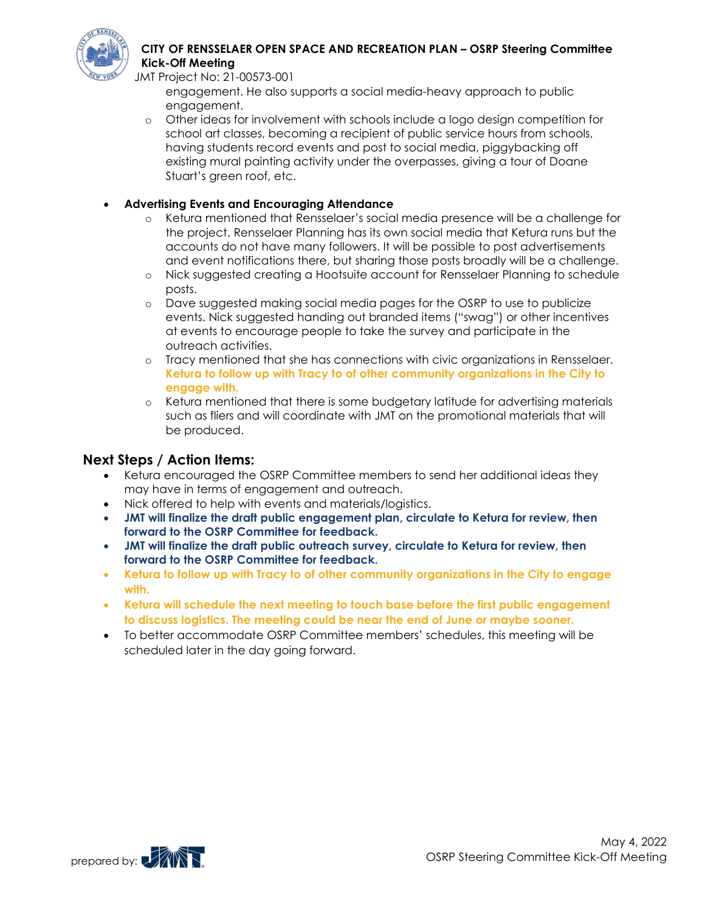engagement. He also supports a social media-heavy approach to public engagement.

- Other ideas for involvement with schools include a logo design competition for school art classes, becoming a recipient of public service hours from schools, having students record events and post to social media, piggybacking off existing mural painting activity under the overpasses, giving a tour of Doane Stuart's green roof, etc.

- **Advertising Events and Encouraging Attendance**
  - Ketura mentioned that Rensselaer's social media presence will be a challenge for the project. Rensselaer Planning has its own social media that Ketura runs but the accounts do not have many followers. It will be possible to post advertisements and event notifications there, but sharing those posts broadly will be a challenge.
  - Nick suggested creating a Hootsuite account for Rensselaer Planning to schedule posts.
  - Dave suggested making social media pages for the OSRP to use to publicize events. Nick suggested handing out branded items ("swag") or other incentives at events to encourage people to take the survey and participate in the outreach activities.
  - Tracy mentioned that she has connections with civic organizations in Rensselaer. **Ketura to follow up with Tracy to of other community organizations in the City to engage with.**
  - Ketura mentioned that there is some budgetary latitude for advertising materials such as fliers and will coordinate with JMT on the promotional materials that will be produced.

## Next Steps / Action Items:

- Ketura encouraged the OSRP Committee members to send her additional ideas they may have in terms of engagement and outreach.
- Nick offered to help with events and materials/logistics.
- **JMT will finalize the draft public engagement plan, circulate to Ketura for review, then forward to the OSRP Committee for feedback.**
- **JMT will finalize the draft public outreach survey, circulate to Ketura for review, then forward to the OSRP Committee for feedback.**
- **Ketura to follow up with Tracy to of other community organizations in the City to engage with.**
- **Ketura will schedule the next meeting to touch base before the first public engagement to discuss logistics. The meeting could be near the end of June or maybe sooner.**
- To better accommodate OSRP Committee members' schedules, this meeting will be scheduled later in the day going forward.